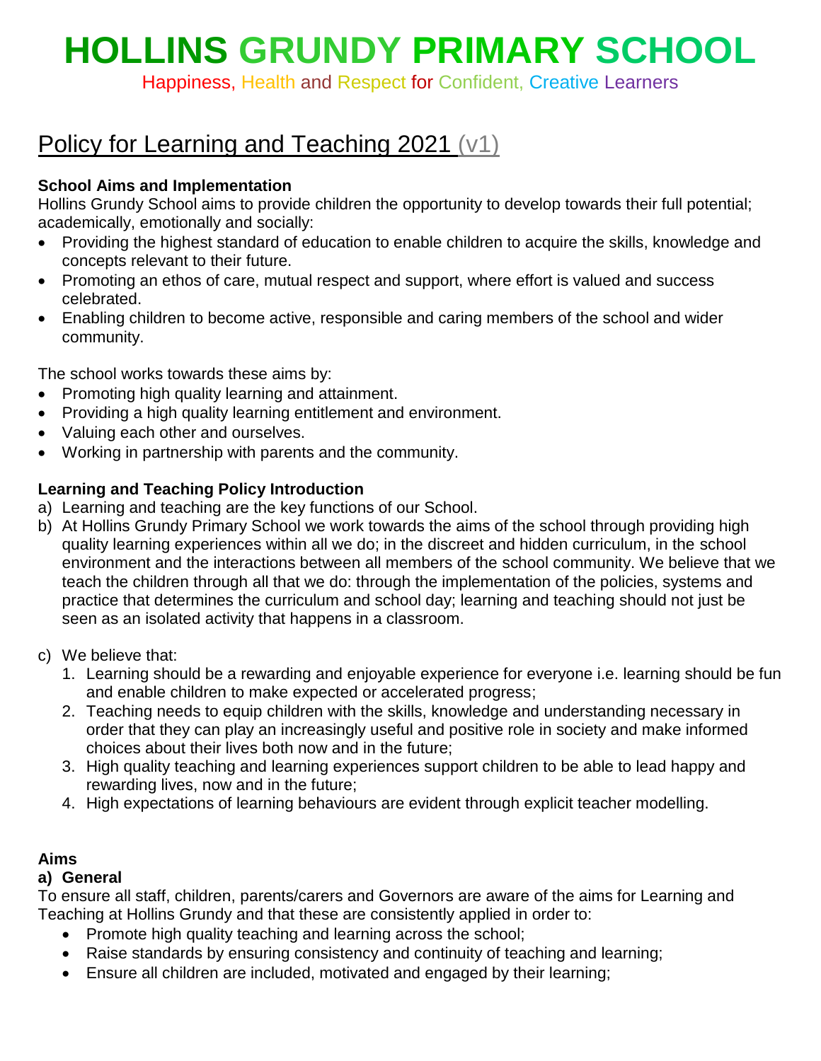# HOLLINS GRUNDY PRIMARY SCHOOL

Happiness, Health and Respect for Confident, Creative Learners

## Policy for Learning and Teaching 2021 (v1)

**School Aims and Implementation**

Hollins Grundy School aims to provide children the opportunity to develop towards their full potential; academically, emotionally and socially:

- Providing the highest standard of education to enable children to acquire the skills, knowledge and concepts relevant to their future.
- Promoting an ethos of care, mutual respect and support, where effort is valued and success celebrated.
- Enabling children to become active, responsible and caring members of the school and wider community.

The school works towards these aims by:

- Promoting high quality learning and attainment.
- Providing a high quality learning entitlement and environment.
- Valuing each other and ourselves.
- Working in partnership with parents and the community.

**Learning and Teaching Policy Introduction**

a) Learning and teaching are the key functions of our School.

b) At Hollins Grundy Primary School we work towards the aims of the school through providing high quality learning experiences within all we do; in the discreet and hidden curriculum, in the school environment and the interactions between all members of the school community. We believe that we teach the children through all that we do: through the implementation of the policies, systems and practice that determines the curriculum and school day; learning and teaching should not just be seen as an isolated activity that happens in a classroom.

c) We believe that:

1. Learning should be a rewarding and enjoyable experience for everyone i.e. learning should be fun and enable children to make expected or accelerated progress;
2. Teaching needs to equip children with the skills, knowledge and understanding necessary in order that they can play an increasingly useful and positive role in society and make informed choices about their lives both now and in the future;
3. High quality teaching and learning experiences support children to be able to lead happy and rewarding lives, now and in the future;
4. High expectations of learning behaviours are evident through explicit teacher modelling.

**Aims**

**a) General**

To ensure all staff, children, parents/carers and Governors are aware of the aims for Learning and Teaching at Hollins Grundy and that these are consistently applied in order to:

- Promote high quality teaching and learning across the school;
- Raise standards by ensuring consistency and continuity of teaching and learning;
- Ensure all children are included, motivated and engaged by their learning;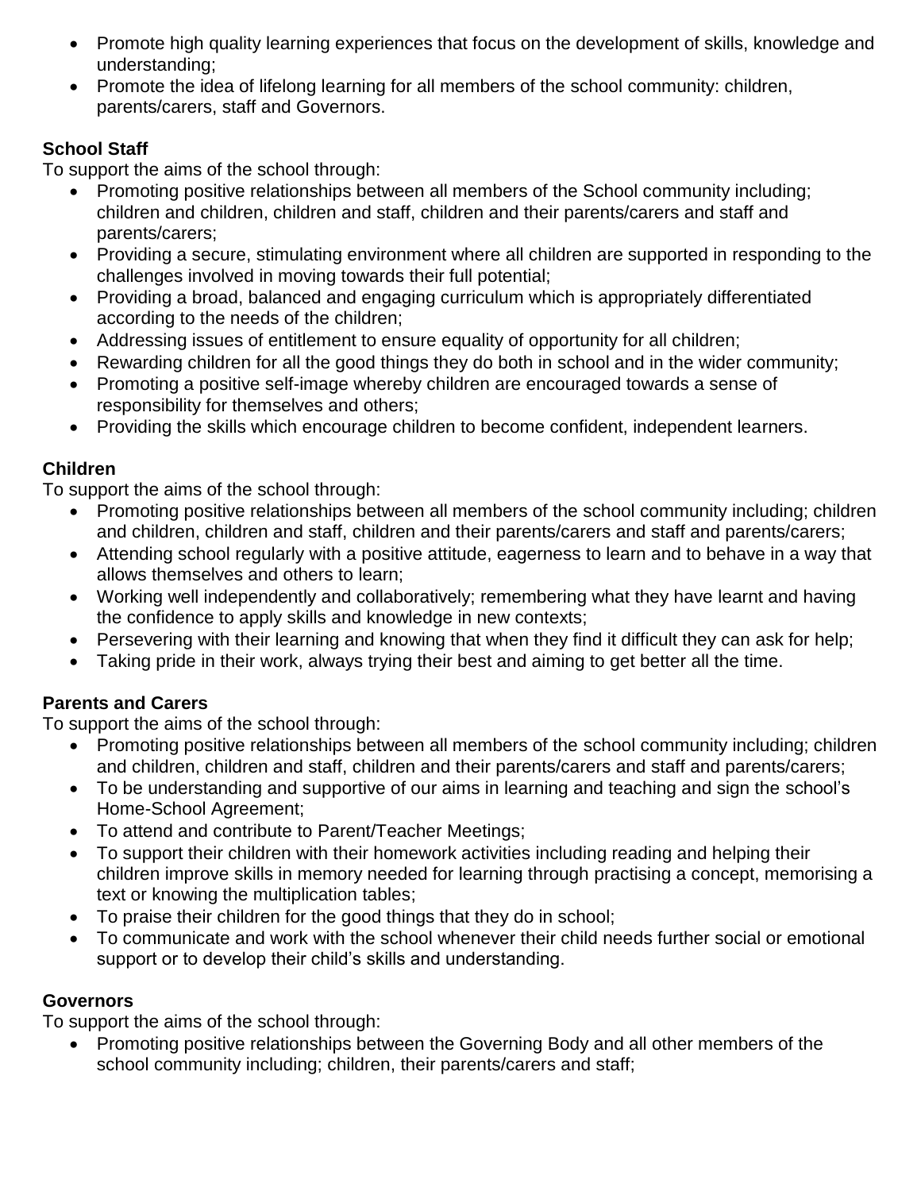- Promote high quality learning experiences that focus on the development of skills, knowledge and understanding;
- Promote the idea of lifelong learning for all members of the school community: children, parents/carers, staff and Governors.

**School Staff**

To support the aims of the school through:

- Promoting positive relationships between all members of the School community including; children and children, children and staff, children and their parents/carers and staff and parents/carers;
- Providing a secure, stimulating environment where all children are supported in responding to the challenges involved in moving towards their full potential;
- Providing a broad, balanced and engaging curriculum which is appropriately differentiated according to the needs of the children;
- Addressing issues of entitlement to ensure equality of opportunity for all children;
- Rewarding children for all the good things they do both in school and in the wider community;
- Promoting a positive self-image whereby children are encouraged towards a sense of responsibility for themselves and others;
- Providing the skills which encourage children to become confident, independent learners.

**Children**

To support the aims of the school through:

- Promoting positive relationships between all members of the school community including; children and children, children and staff, children and their parents/carers and staff and parents/carers;
- Attending school regularly with a positive attitude, eagerness to learn and to behave in a way that allows themselves and others to learn;
- Working well independently and collaboratively; remembering what they have learnt and having the confidence to apply skills and knowledge in new contexts;
- Persevering with their learning and knowing that when they find it difficult they can ask for help;
- Taking pride in their work, always trying their best and aiming to get better all the time.

**Parents and Carers**

To support the aims of the school through:

- Promoting positive relationships between all members of the school community including; children and children, children and staff, children and their parents/carers and staff and parents/carers;
- To be understanding and supportive of our aims in learning and teaching and sign the school's Home-School Agreement;
- To attend and contribute to Parent/Teacher Meetings;
- To support their children with their homework activities including reading and helping their children improve skills in memory needed for learning through practising a concept, memorising a text or knowing the multiplication tables;
- To praise their children for the good things that they do in school;
- To communicate and work with the school whenever their child needs further social or emotional support or to develop their child's skills and understanding.

**Governors**

To support the aims of the school through:

- Promoting positive relationships between the Governing Body and all other members of the school community including; children, their parents/carers and staff;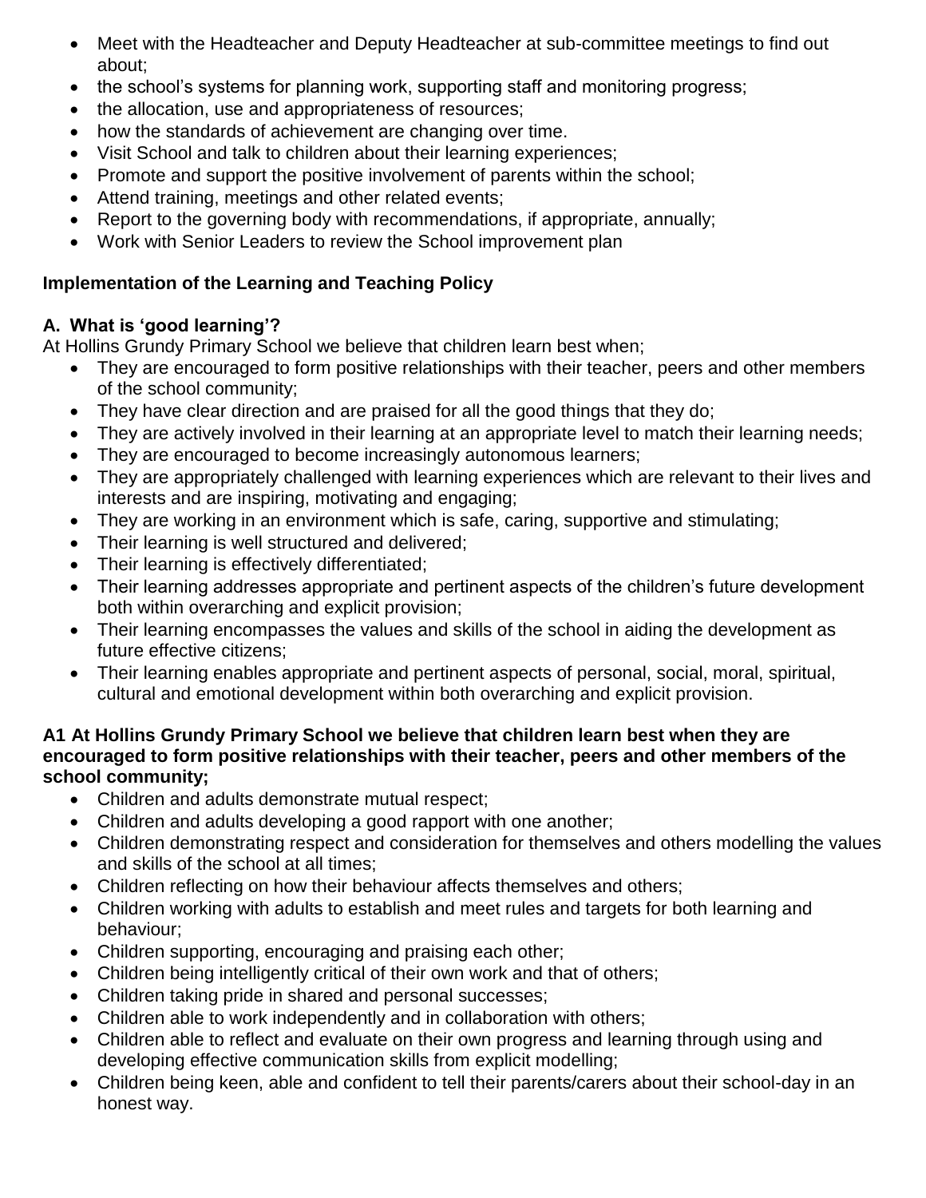- Meet with the Headteacher and Deputy Headteacher at sub-committee meetings to find out about;
- the school's systems for planning work, supporting staff and monitoring progress;
- the allocation, use and appropriateness of resources;
- how the standards of achievement are changing over time.
- Visit School and talk to children about their learning experiences;
- Promote and support the positive involvement of parents within the school;
- Attend training, meetings and other related events;
- Report to the governing body with recommendations, if appropriate, annually;
- Work with Senior Leaders to review the School improvement plan

**Implementation of the Learning and Teaching Policy**

**A. What is 'good learning'?**

At Hollins Grundy Primary School we believe that children learn best when;

- They are encouraged to form positive relationships with their teacher, peers and other members of the school community;
- They have clear direction and are praised for all the good things that they do;
- They are actively involved in their learning at an appropriate level to match their learning needs;
- They are encouraged to become increasingly autonomous learners;
- They are appropriately challenged with learning experiences which are relevant to their lives and interests and are inspiring, motivating and engaging;
- They are working in an environment which is safe, caring, supportive and stimulating;
- Their learning is well structured and delivered;
- Their learning is effectively differentiated;
- Their learning addresses appropriate and pertinent aspects of the children's future development both within overarching and explicit provision;
- Their learning encompasses the values and skills of the school in aiding the development as future effective citizens;
- Their learning enables appropriate and pertinent aspects of personal, social, moral, spiritual, cultural and emotional development within both overarching and explicit provision.

**A1 At Hollins Grundy Primary School we believe that children learn best when they are encouraged to form positive relationships with their teacher, peers and other members of the school community;**

- Children and adults demonstrate mutual respect;
- Children and adults developing a good rapport with one another;
- Children demonstrating respect and consideration for themselves and others modelling the values and skills of the school at all times;
- Children reflecting on how their behaviour affects themselves and others;
- Children working with adults to establish and meet rules and targets for both learning and behaviour;
- Children supporting, encouraging and praising each other;
- Children being intelligently critical of their own work and that of others;
- Children taking pride in shared and personal successes;
- Children able to work independently and in collaboration with others;
- Children able to reflect and evaluate on their own progress and learning through using and developing effective communication skills from explicit modelling;
- Children being keen, able and confident to tell their parents/carers about their school-day in an honest way.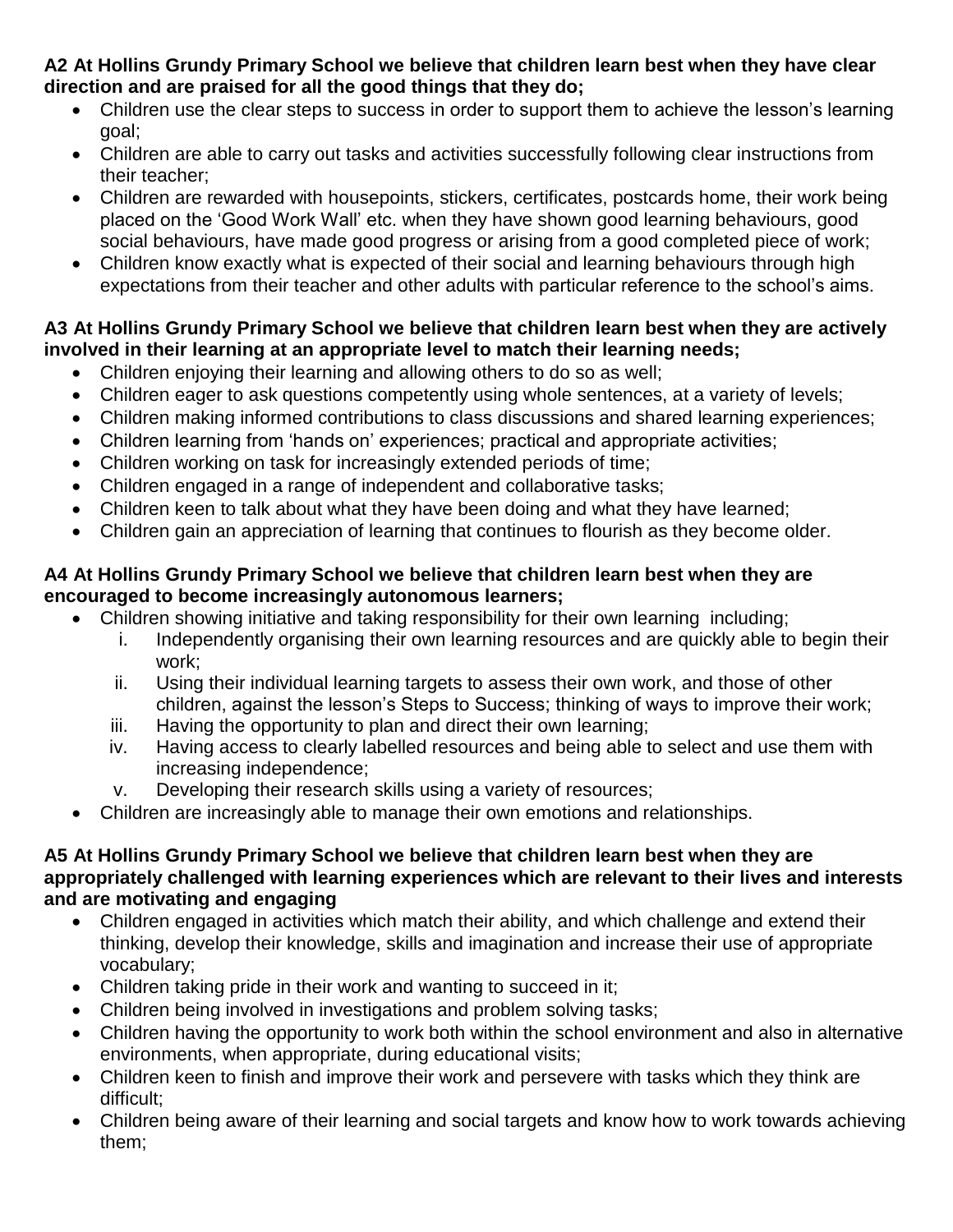**A2 At Hollins Grundy Primary School we believe that children learn best when they have clear direction and are praised for all the good things that they do;**

- Children use the clear steps to success in order to support them to achieve the lesson's learning goal;
- Children are able to carry out tasks and activities successfully following clear instructions from their teacher;
- Children are rewarded with housepoints, stickers, certificates, postcards home, their work being placed on the 'Good Work Wall' etc. when they have shown good learning behaviours, good social behaviours, have made good progress or arising from a good completed piece of work;
- Children know exactly what is expected of their social and learning behaviours through high expectations from their teacher and other adults with particular reference to the school's aims.

**A3 At Hollins Grundy Primary School we believe that children learn best when they are actively involved in their learning at an appropriate level to match their learning needs;**

- Children enjoying their learning and allowing others to do so as well;
- Children eager to ask questions competently using whole sentences, at a variety of levels;
- Children making informed contributions to class discussions and shared learning experiences;
- Children learning from 'hands on' experiences; practical and appropriate activities;
- Children working on task for increasingly extended periods of time;
- Children engaged in a range of independent and collaborative tasks;
- Children keen to talk about what they have been doing and what they have learned;
- Children gain an appreciation of learning that continues to flourish as they become older.

**A4 At Hollins Grundy Primary School we believe that children learn best when they are encouraged to become increasingly autonomous learners;**

- Children showing initiative and taking responsibility for their own learning including;
    1. Independently organising their own learning resources and are quickly able to begin their work;
    2. Using their individual learning targets to assess their own work, and those of other children, against the lesson's Steps to Success; thinking of ways to improve their work;
    3. Having the opportunity to plan and direct their own learning;
    4. Having access to clearly labelled resources and being able to select and use them with increasing independence;
    5. Developing their research skills using a variety of resources;
- Children are increasingly able to manage their own emotions and relationships.

**A5 At Hollins Grundy Primary School we believe that children learn best when they are appropriately challenged with learning experiences which are relevant to their lives and interests and are motivating and engaging**

- Children engaged in activities which match their ability, and which challenge and extend their thinking, develop their knowledge, skills and imagination and increase their use of appropriate vocabulary;
- Children taking pride in their work and wanting to succeed in it;
- Children being involved in investigations and problem solving tasks;
- Children having the opportunity to work both within the school environment and also in alternative environments, when appropriate, during educational visits;
- Children keen to finish and improve their work and persevere with tasks which they think are difficult;
- Children being aware of their learning and social targets and know how to work towards achieving them;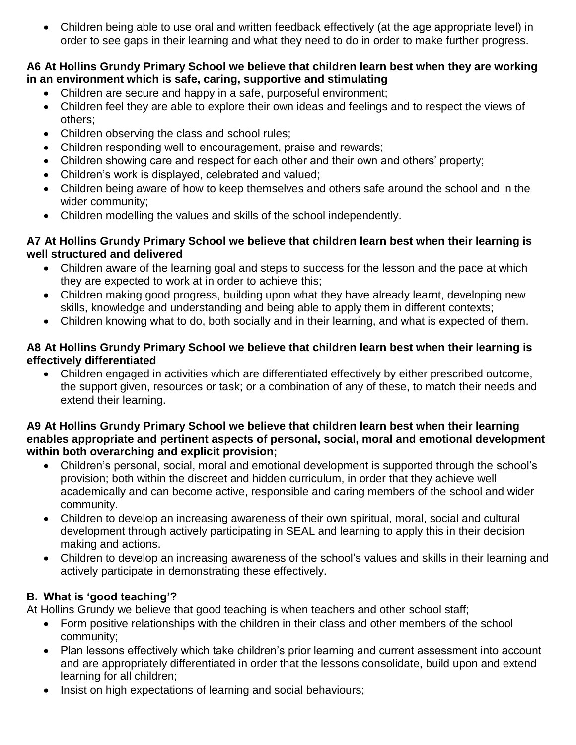- Children being able to use oral and written feedback effectively (at the age appropriate level) in order to see gaps in their learning and what they need to do in order to make further progress.

**A6 At Hollins Grundy Primary School we believe that children learn best when they are working in an environment which is safe, caring, supportive and stimulating**

- Children are secure and happy in a safe, purposeful environment;
- Children feel they are able to explore their own ideas and feelings and to respect the views of others;
- Children observing the class and school rules;
- Children responding well to encouragement, praise and rewards;
- Children showing care and respect for each other and their own and others' property;
- Children's work is displayed, celebrated and valued;
- Children being aware of how to keep themselves and others safe around the school and in the wider community;
- Children modelling the values and skills of the school independently.

**A7 At Hollins Grundy Primary School we believe that children learn best when their learning is well structured and delivered**

- Children aware of the learning goal and steps to success for the lesson and the pace at which they are expected to work at in order to achieve this;
- Children making good progress, building upon what they have already learnt, developing new skills, knowledge and understanding and being able to apply them in different contexts;
- Children knowing what to do, both socially and in their learning, and what is expected of them.

**A8 At Hollins Grundy Primary School we believe that children learn best when their learning is effectively differentiated**

- Children engaged in activities which are differentiated effectively by either prescribed outcome, the support given, resources or task; or a combination of any of these, to match their needs and extend their learning.

**A9 At Hollins Grundy Primary School we believe that children learn best when their learning enables appropriate and pertinent aspects of personal, social, moral and emotional development within both overarching and explicit provision;**

- Children's personal, social, moral and emotional development is supported through the school's provision; both within the discreet and hidden curriculum, in order that they achieve well academically and can become active, responsible and caring members of the school and wider community.
- Children to develop an increasing awareness of their own spiritual, moral, social and cultural development through actively participating in SEAL and learning to apply this in their decision making and actions.
- Children to develop an increasing awareness of the school's values and skills in their learning and actively participate in demonstrating these effectively.

## B. What is 'good teaching'?

At Hollins Grundy we believe that good teaching is when teachers and other school staff;

- Form positive relationships with the children in their class and other members of the school community;
- Plan lessons effectively which take children's prior learning and current assessment into account and are appropriately differentiated in order that the lessons consolidate, build upon and extend learning for all children;
- Insist on high expectations of learning and social behaviours;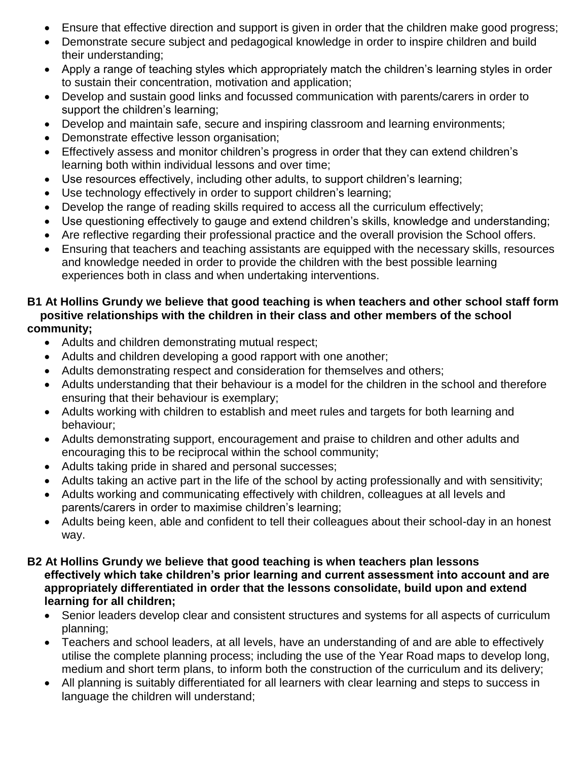- Ensure that effective direction and support is given in order that the children make good progress;
- Demonstrate secure subject and pedagogical knowledge in order to inspire children and build their understanding;
- Apply a range of teaching styles which appropriately match the children's learning styles in order to sustain their concentration, motivation and application;
- Develop and sustain good links and focussed communication with parents/carers in order to support the children's learning;
- Develop and maintain safe, secure and inspiring classroom and learning environments;
- Demonstrate effective lesson organisation;
- Effectively assess and monitor children's progress in order that they can extend children's learning both within individual lessons and over time;
- Use resources effectively, including other adults, to support children's learning;
- Use technology effectively in order to support children's learning;
- Develop the range of reading skills required to access all the curriculum effectively;
- Use questioning effectively to gauge and extend children's skills, knowledge and understanding;
- Are reflective regarding their professional practice and the overall provision the School offers.
- Ensuring that teachers and teaching assistants are equipped with the necessary skills, resources and knowledge needed in order to provide the children with the best possible learning experiences both in class and when undertaking interventions.

**B1 At Hollins Grundy we believe that good teaching is when teachers and other school staff form positive relationships with the children in their class and other members of the school community;**

- Adults and children demonstrating mutual respect;
- Adults and children developing a good rapport with one another;
- Adults demonstrating respect and consideration for themselves and others;
- Adults understanding that their behaviour is a model for the children in the school and therefore ensuring that their behaviour is exemplary;
- Adults working with children to establish and meet rules and targets for both learning and behaviour;
- Adults demonstrating support, encouragement and praise to children and other adults and encouraging this to be reciprocal within the school community;
- Adults taking pride in shared and personal successes;
- Adults taking an active part in the life of the school by acting professionally and with sensitivity;
- Adults working and communicating effectively with children, colleagues at all levels and parents/carers in order to maximise children's learning;
- Adults being keen, able and confident to tell their colleagues about their school-day in an honest way.

**B2 At Hollins Grundy we believe that good teaching is when teachers plan lessons effectively which take children's prior learning and current assessment into account and are appropriately differentiated in order that the lessons consolidate, build upon and extend learning for all children;**

- Senior leaders develop clear and consistent structures and systems for all aspects of curriculum planning;
- Teachers and school leaders, at all levels, have an understanding of and are able to effectively utilise the complete planning process; including the use of the Year Road maps to develop long, medium and short term plans, to inform both the construction of the curriculum and its delivery;
- All planning is suitably differentiated for all learners with clear learning and steps to success in language the children will understand;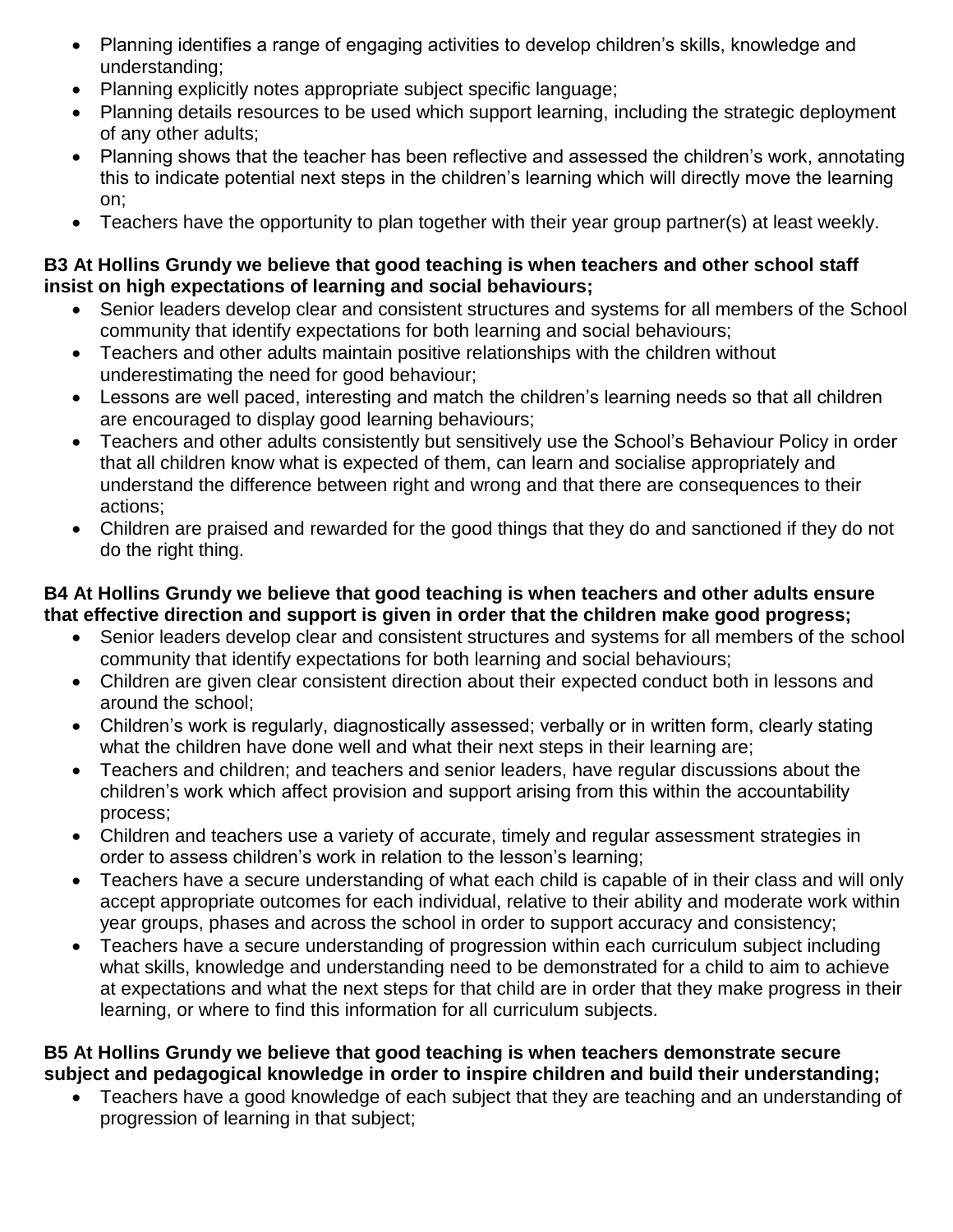- Planning identifies a range of engaging activities to develop children's skills, knowledge and understanding;
- Planning explicitly notes appropriate subject specific language;
- Planning details resources to be used which support learning, including the strategic deployment of any other adults;
- Planning shows that the teacher has been reflective and assessed the children's work, annotating this to indicate potential next steps in the children's learning which will directly move the learning on;
- Teachers have the opportunity to plan together with their year group partner(s) at least weekly.

**B3 At Hollins Grundy we believe that good teaching is when teachers and other school staff insist on high expectations of learning and social behaviours;**

- Senior leaders develop clear and consistent structures and systems for all members of the School community that identify expectations for both learning and social behaviours;
- Teachers and other adults maintain positive relationships with the children without underestimating the need for good behaviour;
- Lessons are well paced, interesting and match the children's learning needs so that all children are encouraged to display good learning behaviours;
- Teachers and other adults consistently but sensitively use the School's Behaviour Policy in order that all children know what is expected of them, can learn and socialise appropriately and understand the difference between right and wrong and that there are consequences to their actions;
- Children are praised and rewarded for the good things that they do and sanctioned if they do not do the right thing.

**B4 At Hollins Grundy we believe that good teaching is when teachers and other adults ensure that effective direction and support is given in order that the children make good progress;**

- Senior leaders develop clear and consistent structures and systems for all members of the school community that identify expectations for both learning and social behaviours;
- Children are given clear consistent direction about their expected conduct both in lessons and around the school;
- Children's work is regularly, diagnostically assessed; verbally or in written form, clearly stating what the children have done well and what their next steps in their learning are;
- Teachers and children; and teachers and senior leaders, have regular discussions about the children's work which affect provision and support arising from this within the accountability process;
- Children and teachers use a variety of accurate, timely and regular assessment strategies in order to assess children's work in relation to the lesson's learning;
- Teachers have a secure understanding of what each child is capable of in their class and will only accept appropriate outcomes for each individual, relative to their ability and moderate work within year groups, phases and across the school in order to support accuracy and consistency;
- Teachers have a secure understanding of progression within each curriculum subject including what skills, knowledge and understanding need to be demonstrated for a child to aim to achieve at expectations and what the next steps for that child are in order that they make progress in their learning, or where to find this information for all curriculum subjects.

**B5 At Hollins Grundy we believe that good teaching is when teachers demonstrate secure subject and pedagogical knowledge in order to inspire children and build their understanding;**

- Teachers have a good knowledge of each subject that they are teaching and an understanding of progression of learning in that subject;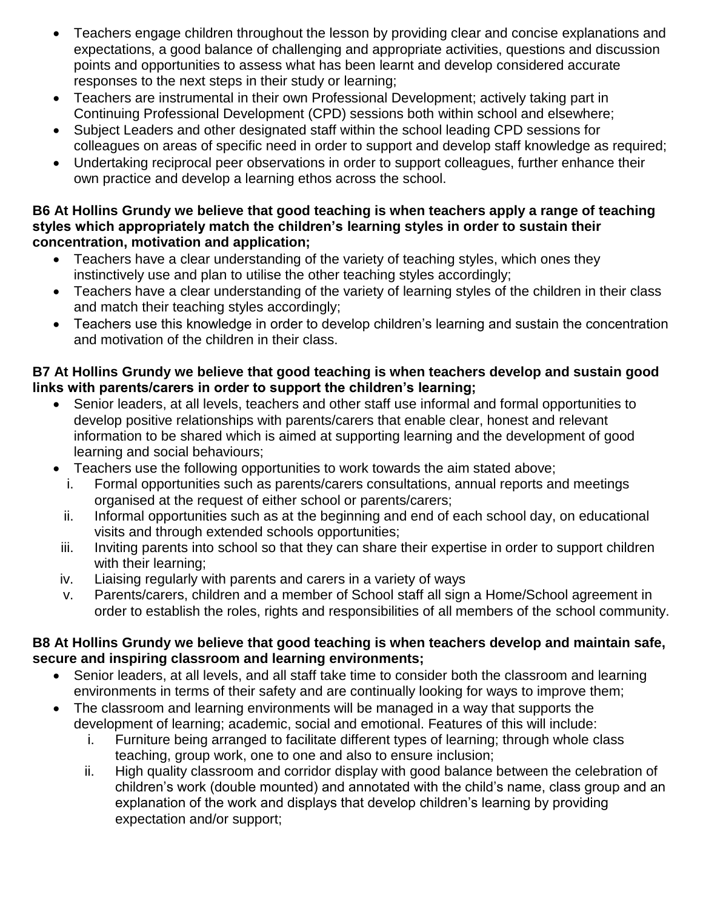- Teachers engage children throughout the lesson by providing clear and concise explanations and expectations, a good balance of challenging and appropriate activities, questions and discussion points and opportunities to assess what has been learnt and develop considered accurate responses to the next steps in their study or learning;
- Teachers are instrumental in their own Professional Development; actively taking part in Continuing Professional Development (CPD) sessions both within school and elsewhere;
- Subject Leaders and other designated staff within the school leading CPD sessions for colleagues on areas of specific need in order to support and develop staff knowledge as required;
- Undertaking reciprocal peer observations in order to support colleagues, further enhance their own practice and develop a learning ethos across the school.

**B6 At Hollins Grundy we believe that good teaching is when teachers apply a range of teaching styles which appropriately match the children's learning styles in order to sustain their concentration, motivation and application;**

- Teachers have a clear understanding of the variety of teaching styles, which ones they instinctively use and plan to utilise the other teaching styles accordingly;
- Teachers have a clear understanding of the variety of learning styles of the children in their class and match their teaching styles accordingly;
- Teachers use this knowledge in order to develop children's learning and sustain the concentration and motivation of the children in their class.

**B7 At Hollins Grundy we believe that good teaching is when teachers develop and sustain good links with parents/carers in order to support the children's learning;**

- Senior leaders, at all levels, teachers and other staff use informal and formal opportunities to develop positive relationships with parents/carers that enable clear, honest and relevant information to be shared which is aimed at supporting learning and the development of good learning and social behaviours;
- Teachers use the following opportunities to work towards the aim stated above;
  - i. Formal opportunities such as parents/carers consultations, annual reports and meetings organised at the request of either school or parents/carers;
  - ii. Informal opportunities such as at the beginning and end of each school day, on educational visits and through extended schools opportunities;
  - iii. Inviting parents into school so that they can share their expertise in order to support children with their learning;
  - iv. Liaising regularly with parents and carers in a variety of ways
  - v. Parents/carers, children and a member of School staff all sign a Home/School agreement in order to establish the roles, rights and responsibilities of all members of the school community.

**B8 At Hollins Grundy we believe that good teaching is when teachers develop and maintain safe, secure and inspiring classroom and learning environments;**

- Senior leaders, at all levels, and all staff take time to consider both the classroom and learning environments in terms of their safety and are continually looking for ways to improve them;
- The classroom and learning environments will be managed in a way that supports the development of learning; academic, social and emotional. Features of this will include:
  - i. Furniture being arranged to facilitate different types of learning; through whole class teaching, group work, one to one and also to ensure inclusion;
  - ii. High quality classroom and corridor display with good balance between the celebration of children's work (double mounted) and annotated with the child's name, class group and an explanation of the work and displays that develop children's learning by providing expectation and/or support;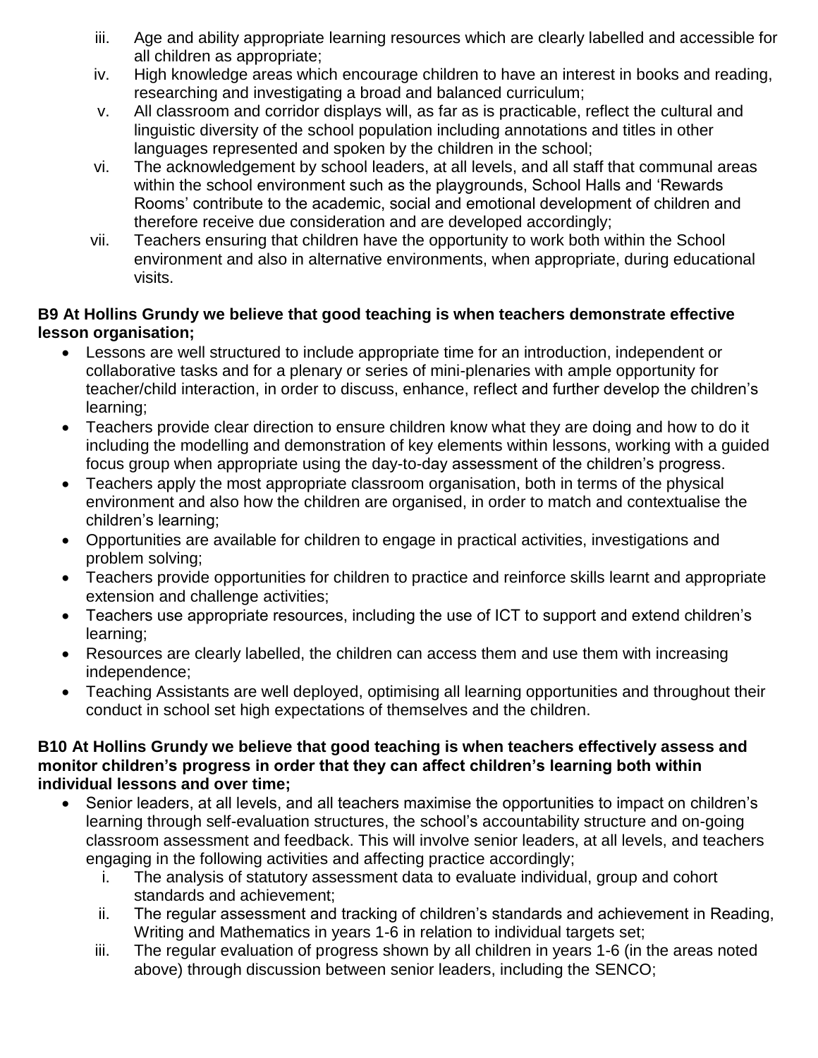iii. Age and ability appropriate learning resources which are clearly labelled and accessible for all children as appropriate;
iv. High knowledge areas which encourage children to have an interest in books and reading, researching and investigating a broad and balanced curriculum;
v. All classroom and corridor displays will, as far as is practicable, reflect the cultural and linguistic diversity of the school population including annotations and titles in other languages represented and spoken by the children in the school;
vi. The acknowledgement by school leaders, at all levels, and all staff that communal areas within the school environment such as the playgrounds, School Halls and 'Rewards Rooms' contribute to the academic, social and emotional development of children and therefore receive due consideration and are developed accordingly;
vii. Teachers ensuring that children have the opportunity to work both within the School environment and also in alternative environments, when appropriate, during educational visits.

**B9 At Hollins Grundy we believe that good teaching is when teachers demonstrate effective lesson organisation;**

- Lessons are well structured to include appropriate time for an introduction, independent or collaborative tasks and for a plenary or series of mini-plenaries with ample opportunity for teacher/child interaction, in order to discuss, enhance, reflect and further develop the children's learning;
- Teachers provide clear direction to ensure children know what they are doing and how to do it including the modelling and demonstration of key elements within lessons, working with a guided focus group when appropriate using the day-to-day assessment of the children's progress.
- Teachers apply the most appropriate classroom organisation, both in terms of the physical environment and also how the children are organised, in order to match and contextualise the children's learning;
- Opportunities are available for children to engage in practical activities, investigations and problem solving;
- Teachers provide opportunities for children to practice and reinforce skills learnt and appropriate extension and challenge activities;
- Teachers use appropriate resources, including the use of ICT to support and extend children's learning;
- Resources are clearly labelled, the children can access them and use them with increasing independence;
- Teaching Assistants are well deployed, optimising all learning opportunities and throughout their conduct in school set high expectations of themselves and the children.

**B10 At Hollins Grundy we believe that good teaching is when teachers effectively assess and monitor children's progress in order that they can affect children's learning both within individual lessons and over time;**

- Senior leaders, at all levels, and all teachers maximise the opportunities to impact on children's learning through self-evaluation structures, the school's accountability structure and on-going classroom assessment and feedback. This will involve senior leaders, at all levels, and teachers engaging in the following activities and affecting practice accordingly;
  i. The analysis of statutory assessment data to evaluate individual, group and cohort standards and achievement;
  ii. The regular assessment and tracking of children's standards and achievement in Reading, Writing and Mathematics in years 1-6 in relation to individual targets set;
  iii. The regular evaluation of progress shown by all children in years 1-6 (in the areas noted above) through discussion between senior leaders, including the SENCO;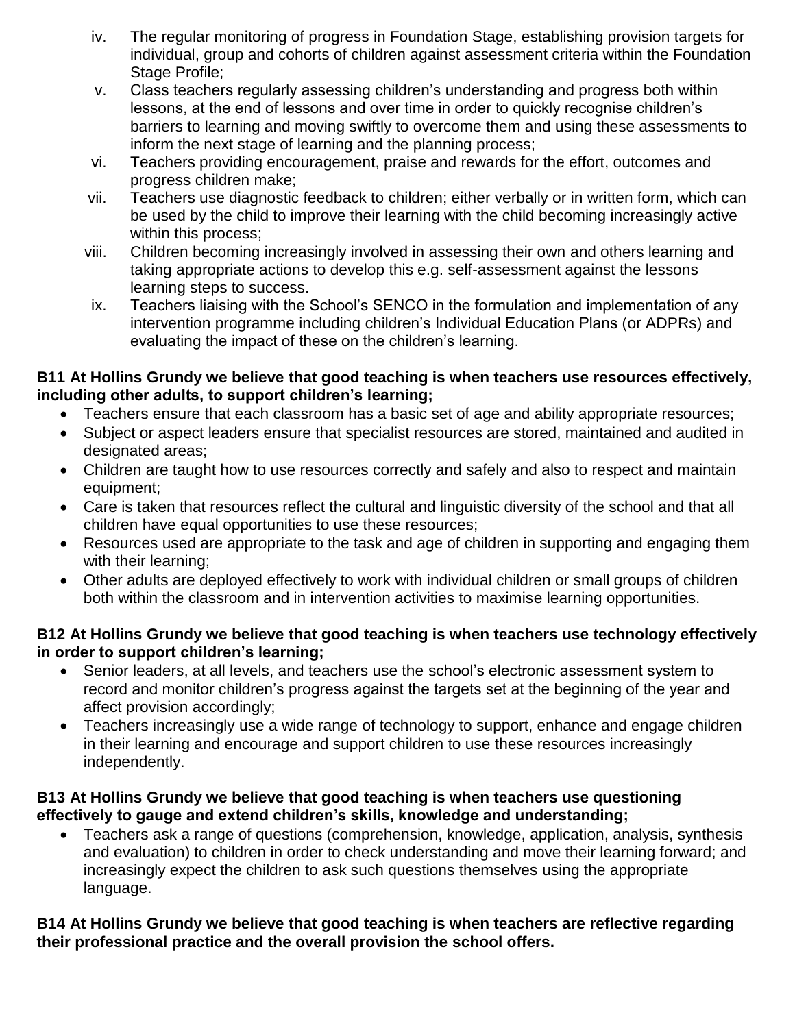iv. The regular monitoring of progress in Foundation Stage, establishing provision targets for individual, group and cohorts of children against assessment criteria within the Foundation Stage Profile;

v. Class teachers regularly assessing children's understanding and progress both within lessons, at the end of lessons and over time in order to quickly recognise children's barriers to learning and moving swiftly to overcome them and using these assessments to inform the next stage of learning and the planning process;

vi. Teachers providing encouragement, praise and rewards for the effort, outcomes and progress children make;

vii. Teachers use diagnostic feedback to children; either verbally or in written form, which can be used by the child to improve their learning with the child becoming increasingly active within this process;

viii. Children becoming increasingly involved in assessing their own and others learning and taking appropriate actions to develop this e.g. self-assessment against the lessons learning steps to success.

ix. Teachers liaising with the School's SENCO in the formulation and implementation of any intervention programme including children's Individual Education Plans (or ADPRs) and evaluating the impact of these on the children's learning.

**B11 At Hollins Grundy we believe that good teaching is when teachers use resources effectively, including other adults, to support children's learning;**

- Teachers ensure that each classroom has a basic set of age and ability appropriate resources;
- Subject or aspect leaders ensure that specialist resources are stored, maintained and audited in designated areas;
- Children are taught how to use resources correctly and safely and also to respect and maintain equipment;
- Care is taken that resources reflect the cultural and linguistic diversity of the school and that all children have equal opportunities to use these resources;
- Resources used are appropriate to the task and age of children in supporting and engaging them with their learning;
- Other adults are deployed effectively to work with individual children or small groups of children both within the classroom and in intervention activities to maximise learning opportunities.

**B12 At Hollins Grundy we believe that good teaching is when teachers use technology effectively in order to support children's learning;**

- Senior leaders, at all levels, and teachers use the school's electronic assessment system to record and monitor children's progress against the targets set at the beginning of the year and affect provision accordingly;
- Teachers increasingly use a wide range of technology to support, enhance and engage children in their learning and encourage and support children to use these resources increasingly independently.

**B13 At Hollins Grundy we believe that good teaching is when teachers use questioning effectively to gauge and extend children's skills, knowledge and understanding;**

- Teachers ask a range of questions (comprehension, knowledge, application, analysis, synthesis and evaluation) to children in order to check understanding and move their learning forward; and increasingly expect the children to ask such questions themselves using the appropriate language.

**B14 At Hollins Grundy we believe that good teaching is when teachers are reflective regarding their professional practice and the overall provision the school offers.**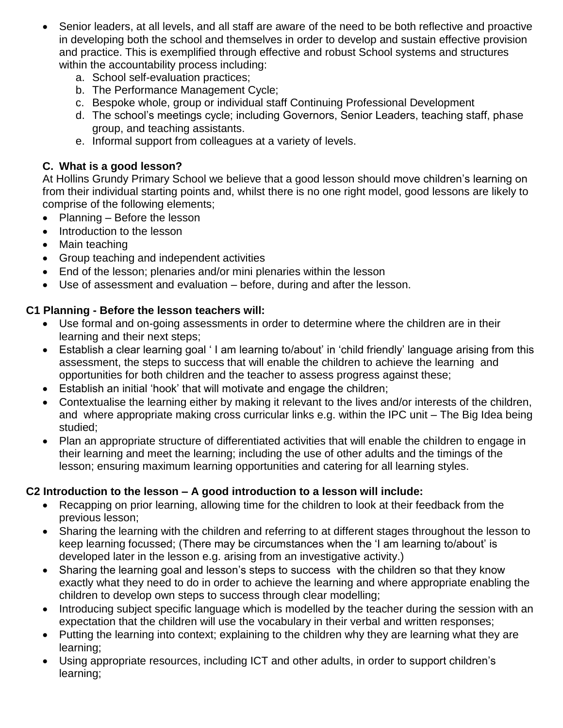- Senior leaders, at all levels, and all staff are aware of the need to be both reflective and proactive in developing both the school and themselves in order to develop and sustain effective provision and practice. This is exemplified through effective and robust School systems and structures within the accountability process including:
    a. School self-evaluation practices;
    b. The Performance Management Cycle;
    c. Bespoke whole, group or individual staff Continuing Professional Development
    d. The school's meetings cycle; including Governors, Senior Leaders, teaching staff, phase group, and teaching assistants.
    e. Informal support from colleagues at a variety of levels.

### C. What is a good lesson?

At Hollins Grundy Primary School we believe that a good lesson should move children's learning on from their individual starting points and, whilst there is no one right model, good lessons are likely to comprise of the following elements;

- Planning – Before the lesson
- Introduction to the lesson
- Main teaching
- Group teaching and independent activities
- End of the lesson; plenaries and/or mini plenaries within the lesson
- Use of assessment and evaluation – before, during and after the lesson.

### C1 Planning - Before the lesson teachers will:

- Use formal and on-going assessments in order to determine where the children are in their learning and their next steps;
- Establish a clear learning goal ' I am learning to/about' in 'child friendly' language arising from this assessment, the steps to success that will enable the children to achieve the learning and opportunities for both children and the teacher to assess progress against these;
- Establish an initial 'hook' that will motivate and engage the children;
- Contextualise the learning either by making it relevant to the lives and/or interests of the children, and where appropriate making cross curricular links e.g. within the IPC unit – The Big Idea being studied;
- Plan an appropriate structure of differentiated activities that will enable the children to engage in their learning and meet the learning; including the use of other adults and the timings of the lesson; ensuring maximum learning opportunities and catering for all learning styles.

### C2 Introduction to the lesson – A good introduction to a lesson will include:

- Recapping on prior learning, allowing time for the children to look at their feedback from the previous lesson;
- Sharing the learning with the children and referring to at different stages throughout the lesson to keep learning focussed; (There may be circumstances when the 'I am learning to/about' is developed later in the lesson e.g. arising from an investigative activity.)
- Sharing the learning goal and lesson's steps to success with the children so that they know exactly what they need to do in order to achieve the learning and where appropriate enabling the children to develop own steps to success through clear modelling;
- Introducing subject specific language which is modelled by the teacher during the session with an expectation that the children will use the vocabulary in their verbal and written responses;
- Putting the learning into context; explaining to the children why they are learning what they are learning;
- Using appropriate resources, including ICT and other adults, in order to support children's learning;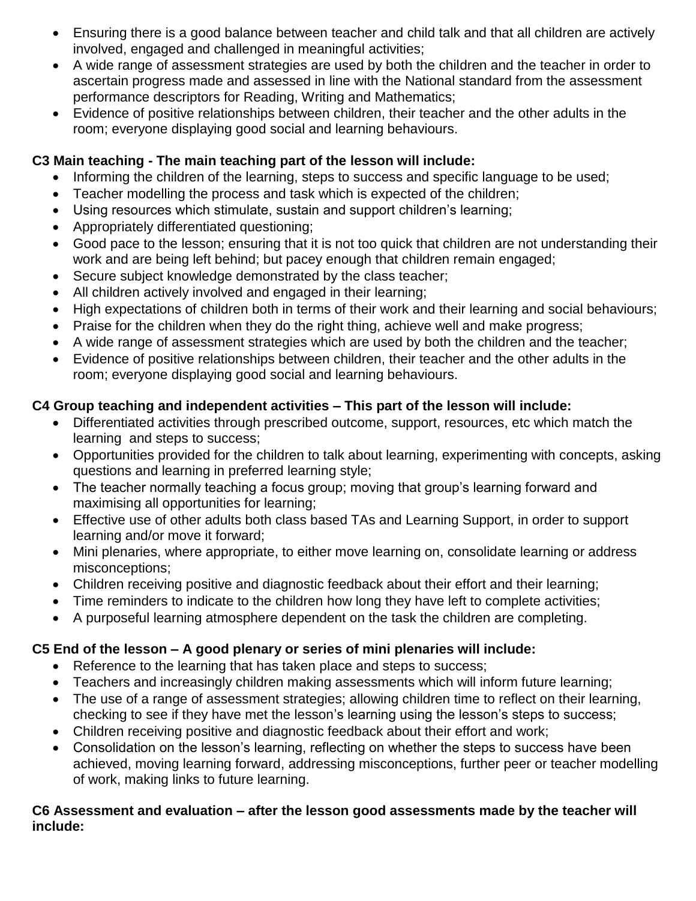- Ensuring there is a good balance between teacher and child talk and that all children are actively involved, engaged and challenged in meaningful activities;
- A wide range of assessment strategies are used by both the children and the teacher in order to ascertain progress made and assessed in line with the National standard from the assessment performance descriptors for Reading, Writing and Mathematics;
- Evidence of positive relationships between children, their teacher and the other adults in the room; everyone displaying good social and learning behaviours.

**C3 Main teaching - The main teaching part of the lesson will include:**

- Informing the children of the learning, steps to success and specific language to be used;
- Teacher modelling the process and task which is expected of the children;
- Using resources which stimulate, sustain and support children's learning;
- Appropriately differentiated questioning;
- Good pace to the lesson; ensuring that it is not too quick that children are not understanding their work and are being left behind; but pacey enough that children remain engaged;
- Secure subject knowledge demonstrated by the class teacher;
- All children actively involved and engaged in their learning;
- High expectations of children both in terms of their work and their learning and social behaviours;
- Praise for the children when they do the right thing, achieve well and make progress;
- A wide range of assessment strategies which are used by both the children and the teacher;
- Evidence of positive relationships between children, their teacher and the other adults in the room; everyone displaying good social and learning behaviours.

**C4 Group teaching and independent activities – This part of the lesson will include:**

- Differentiated activities through prescribed outcome, support, resources, etc which match the learning and steps to success;
- Opportunities provided for the children to talk about learning, experimenting with concepts, asking questions and learning in preferred learning style;
- The teacher normally teaching a focus group; moving that group's learning forward and maximising all opportunities for learning;
- Effective use of other adults both class based TAs and Learning Support, in order to support learning and/or move it forward;
- Mini plenaries, where appropriate, to either move learning on, consolidate learning or address misconceptions;
- Children receiving positive and diagnostic feedback about their effort and their learning;
- Time reminders to indicate to the children how long they have left to complete activities;
- A purposeful learning atmosphere dependent on the task the children are completing.

**C5 End of the lesson – A good plenary or series of mini plenaries will include:**

- Reference to the learning that has taken place and steps to success;
- Teachers and increasingly children making assessments which will inform future learning;
- The use of a range of assessment strategies; allowing children time to reflect on their learning, checking to see if they have met the lesson's learning using the lesson's steps to success;
- Children receiving positive and diagnostic feedback about their effort and work;
- Consolidation on the lesson's learning, reflecting on whether the steps to success have been achieved, moving learning forward, addressing misconceptions, further peer or teacher modelling of work, making links to future learning.

**C6 Assessment and evaluation – after the lesson good assessments made by the teacher will include:**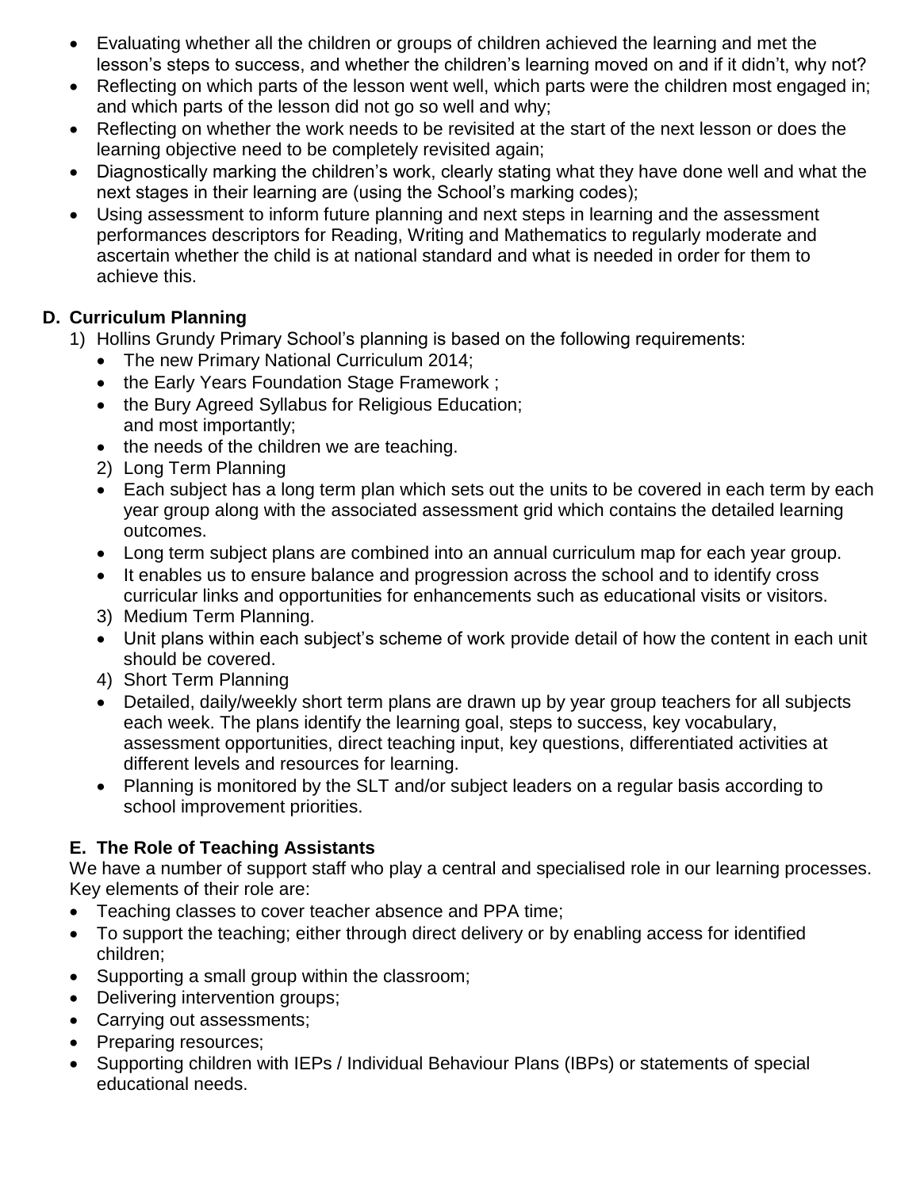- Evaluating whether all the children or groups of children achieved the learning and met the lesson's steps to success, and whether the children's learning moved on and if it didn't, why not?
- Reflecting on which parts of the lesson went well, which parts were the children most engaged in; and which parts of the lesson did not go so well and why;
- Reflecting on whether the work needs to be revisited at the start of the next lesson or does the learning objective need to be completely revisited again;
- Diagnostically marking the children's work, clearly stating what they have done well and what the next stages in their learning are (using the School's marking codes);
- Using assessment to inform future planning and next steps in learning and the assessment performances descriptors for Reading, Writing and Mathematics to regularly moderate and ascertain whether the child is at national standard and what is needed in order for them to achieve this.

### D. Curriculum Planning

1) Hollins Grundy Primary School's planning is based on the following requirements:
   - The new Primary National Curriculum 2014;
   - the Early Years Foundation Stage Framework ;
   - the Bury Agreed Syllabus for Religious Education;
     and most importantly;
   - the needs of the children we are teaching.
2) Long Term Planning
   - Each subject has a long term plan which sets out the units to be covered in each term by each year group along with the associated assessment grid which contains the detailed learning outcomes.
   - Long term subject plans are combined into an annual curriculum map for each year group.
   - It enables us to ensure balance and progression across the school and to identify cross curricular links and opportunities for enhancements such as educational visits or visitors.
3) Medium Term Planning.
   - Unit plans within each subject's scheme of work provide detail of how the content in each unit should be covered.
4) Short Term Planning
   - Detailed, daily/weekly short term plans are drawn up by year group teachers for all subjects each week. The plans identify the learning goal, steps to success, key vocabulary, assessment opportunities, direct teaching input, key questions, differentiated activities at different levels and resources for learning.
   - Planning is monitored by the SLT and/or subject leaders on a regular basis according to school improvement priorities.

### E. The Role of Teaching Assistants

We have a number of support staff who play a central and specialised role in our learning processes. Key elements of their role are:

- Teaching classes to cover teacher absence and PPA time;
- To support the teaching; either through direct delivery or by enabling access for identified children;
- Supporting a small group within the classroom;
- Delivering intervention groups;
- Carrying out assessments;
- Preparing resources;
- Supporting children with IEPs / Individual Behaviour Plans (IBPs) or statements of special educational needs.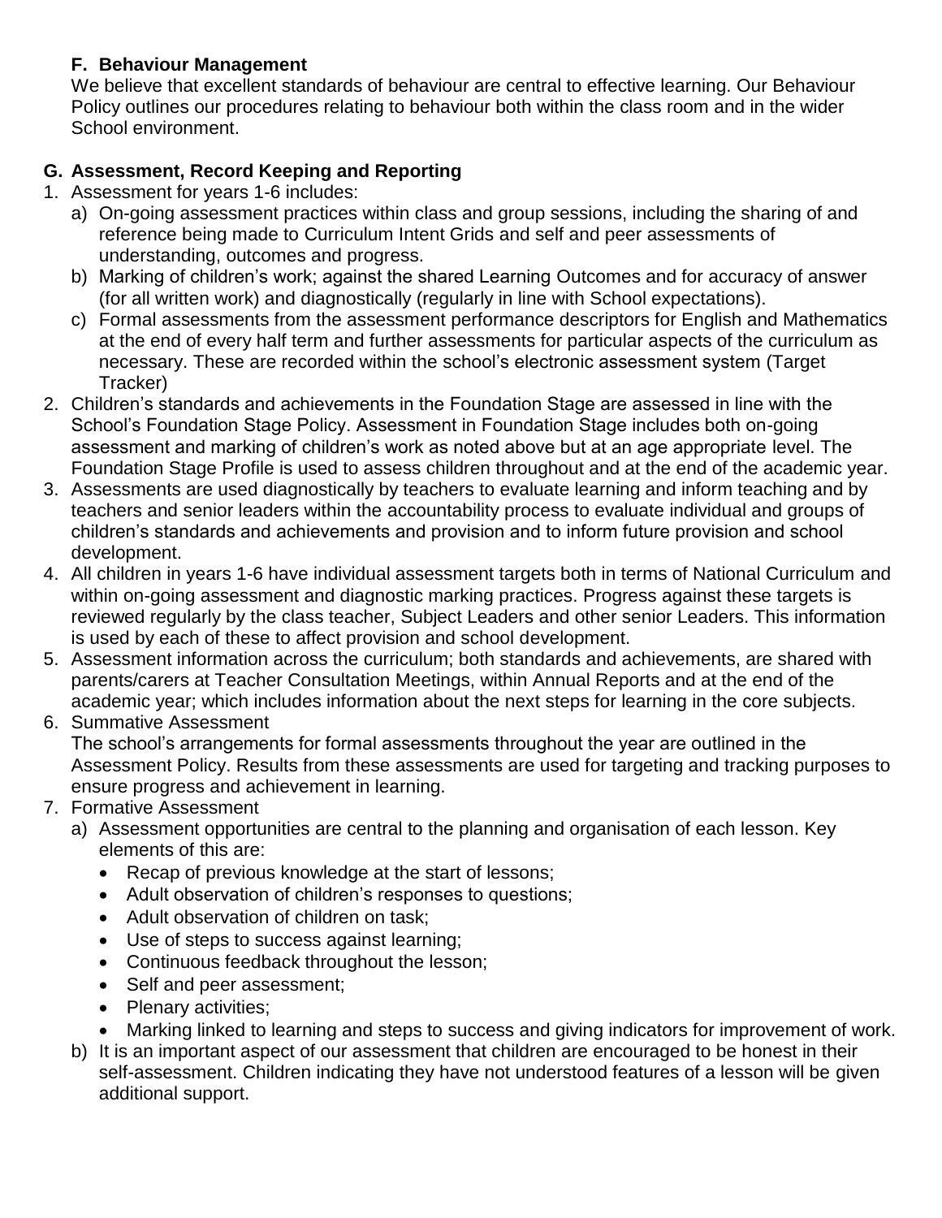### F. Behaviour Management

We believe that excellent standards of behaviour are central to effective learning. Our Behaviour Policy outlines our procedures relating to behaviour both within the class room and in the wider School environment.

### G. Assessment, Record Keeping and Reporting

1. Assessment for years 1-6 includes:
   a) On-going assessment practices within class and group sessions, including the sharing of and reference being made to Curriculum Intent Grids and self and peer assessments of understanding, outcomes and progress.
   b) Marking of children's work; against the shared Learning Outcomes and for accuracy of answer (for all written work) and diagnostically (regularly in line with School expectations).
   c) Formal assessments from the assessment performance descriptors for English and Mathematics at the end of every half term and further assessments for particular aspects of the curriculum as necessary. These are recorded within the school's electronic assessment system (Target Tracker)
2. Children's standards and achievements in the Foundation Stage are assessed in line with the School's Foundation Stage Policy. Assessment in Foundation Stage includes both on-going assessment and marking of children's work as noted above but at an age appropriate level. The Foundation Stage Profile is used to assess children throughout and at the end of the academic year.
3. Assessments are used diagnostically by teachers to evaluate learning and inform teaching and by teachers and senior leaders within the accountability process to evaluate individual and groups of children's standards and achievements and provision and to inform future provision and school development.
4. All children in years 1-6 have individual assessment targets both in terms of National Curriculum and within on-going assessment and diagnostic marking practices. Progress against these targets is reviewed regularly by the class teacher, Subject Leaders and other senior Leaders. This information is used by each of these to affect provision and school development.
5. Assessment information across the curriculum; both standards and achievements, are shared with parents/carers at Teacher Consultation Meetings, within Annual Reports and at the end of the academic year; which includes information about the next steps for learning in the core subjects.
6. Summative Assessment
   The school's arrangements for formal assessments throughout the year are outlined in the Assessment Policy. Results from these assessments are used for targeting and tracking purposes to ensure progress and achievement in learning.
7. Formative Assessment
   a) Assessment opportunities are central to the planning and organisation of each lesson. Key elements of this are:
      - Recap of previous knowledge at the start of lessons;
      - Adult observation of children's responses to questions;
      - Adult observation of children on task;
      - Use of steps to success against learning;
      - Continuous feedback throughout the lesson;
      - Self and peer assessment;
      - Plenary activities;
      - Marking linked to learning and steps to success and giving indicators for improvement of work.
   b) It is an important aspect of our assessment that children are encouraged to be honest in their self-assessment. Children indicating they have not understood features of a lesson will be given additional support.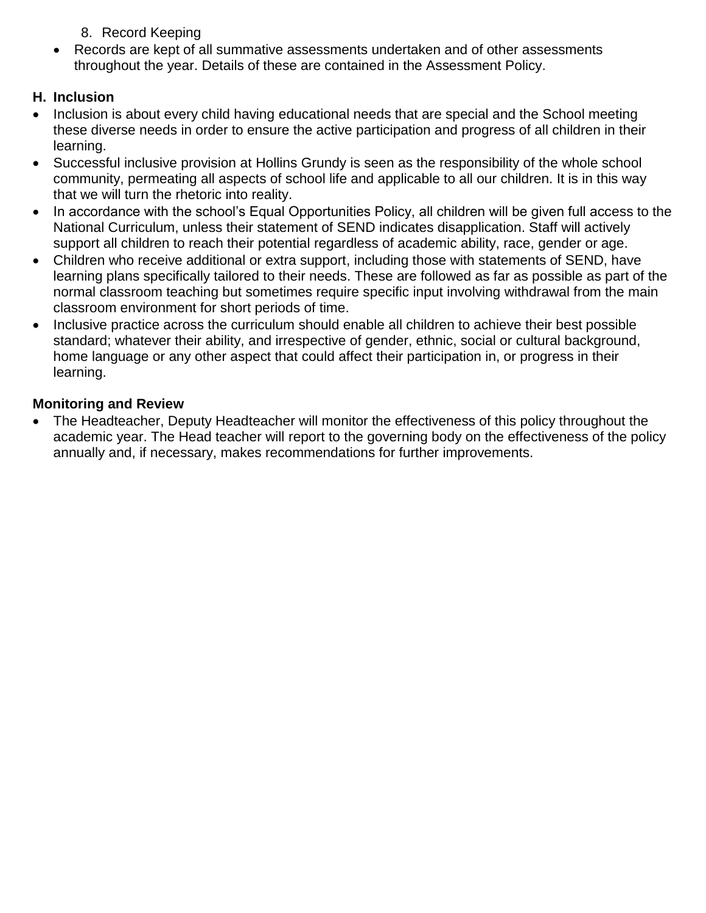8. Record Keeping

- Records are kept of all summative assessments undertaken and of other assessments throughout the year. Details of these are contained in the Assessment Policy.

## H. Inclusion

- Inclusion is about every child having educational needs that are special and the School meeting these diverse needs in order to ensure the active participation and progress of all children in their learning.
- Successful inclusive provision at Hollins Grundy is seen as the responsibility of the whole school community, permeating all aspects of school life and applicable to all our children. It is in this way that we will turn the rhetoric into reality.
- In accordance with the school's Equal Opportunities Policy, all children will be given full access to the National Curriculum, unless their statement of SEND indicates disapplication. Staff will actively support all children to reach their potential regardless of academic ability, race, gender or age.
- Children who receive additional or extra support, including those with statements of SEND, have learning plans specifically tailored to their needs. These are followed as far as possible as part of the normal classroom teaching but sometimes require specific input involving withdrawal from the main classroom environment for short periods of time.
- Inclusive practice across the curriculum should enable all children to achieve their best possible standard; whatever their ability, and irrespective of gender, ethnic, social or cultural background, home language or any other aspect that could affect their participation in, or progress in their learning.

## Monitoring and Review

- The Headteacher, Deputy Headteacher will monitor the effectiveness of this policy throughout the academic year. The Head teacher will report to the governing body on the effectiveness of the policy annually and, if necessary, makes recommendations for further improvements.